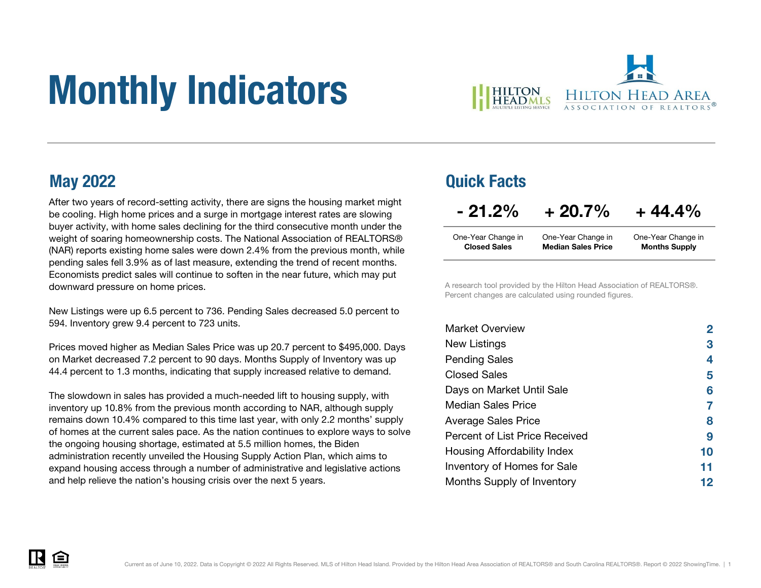# Monthly Indicators

## May 2022

After two years of record-setting activity, there are signs the housing market might be cooling. High home prices and a surge in mortgage interest rates are slowing buyer activity, with home sales declining for the third consecutive month under the weight of soaring homeownership costs. The National Association of REALTORS® (NAR) reports existing home sales were down 2.4% from the previous month, while pending sales fell 3.9% as of last measure, extending the trend of recent months. Economists predict sales will continue to soften in the near future, which may put downward pressure on home prices.

New Listings were up 6.5 percent to 736. Pending Sales decreased 5.0 percent to 594. Inventory grew 9.4 percent to 723 units.

Prices moved higher as Median Sales Price was up 20.7 percent to $495,000. Days on Market decreased 7.2 percent to 90 days. Months Supply of Inventory was up 44.4 percent to 1.3 months, indicating that supply increased relative to demand.

The slowdown in sales has provided a much-needed lift to housing supply, with inventory up 10.8% from the previous month according to NAR, although supply remains down 10.4% compared to this time last year, with only 2.2 months' supply of homes at the current sales pace. As the nation continues to explore ways to solve the ongoing housing shortage, estimated at 5.5 million homes, the Biden administration recently unveiled the Housing Supply Action Plan, which aims to expand housing access through a number of administrative and legislative actions and help relieve the nation's housing crisis over the next 5 years.

## Quick Facts

| - 21.2% | + 20.7% | + 44.4% |
|---|---|---|
| One-Year Change in **Closed Sales** | One-Year Change in **Median Sales Price** | One-Year Change in **Months Supply** |

A research tool provided by the Hilton Head Association of REALTORS®. Percent changes are calculated using rounded figures.

| | |
|---|---|
| Market Overview | 2 |
| New Listings | 3 |
| Pending Sales | 4 |
| Closed Sales | 5 |
| Days on Market Until Sale | 6 |
| Median Sales Price | 7 |
| Average Sales Price | 8 |
| Percent of List Price Received | 9 |
| Housing Affordability Index | 10 |
| Inventory of Homes for Sale | 11 |
| Months Supply of Inventory | 12 |

Current as of June 10, 2022. Data is Copyright © 2022 All Rights Reserved. MLS of Hilton Head Island. Provided by the Hilton Head Area Association of REALTORS® and South Carolina REALTORS®. Report © 2022 ShowingTime.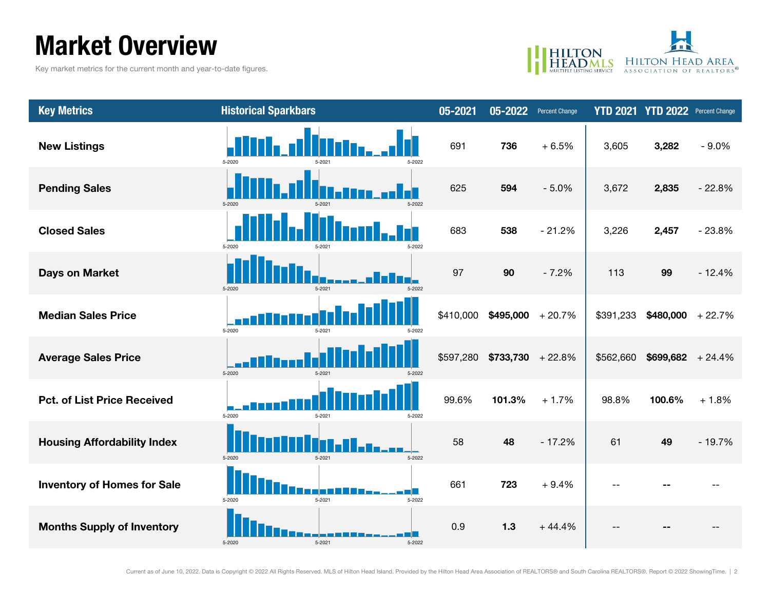# Market Overview

Key market metrics for the current month and year-to-date figures.

| Key Metrics | Historical Sparkbars | 05-2021 | 05-2022 | Percent Change | YTD 2021 | YTD 2022 | Percent Change |
|---|---|---|---|---|---|---|---|
| New Listings | 5-2020 5-2021 5-2022 | 691 | **736** | + 6.5% | 3,605 | **3,282** | - 9.0% |
| Pending Sales | 5-2020 5-2021 5-2022 | 625 | **594** | - 5.0% | 3,672 | **2,835** | - 22.8% |
| Closed Sales | 5-2020 5-2021 5-2022 | 683 | **538** | - 21.2% | 3,226 | **2,457** | - 23.8% |
| Days on Market | 5-2020 5-2021 5-2022 | 97 | **90** | - 7.2% | 113 | **99** | - 12.4% |
| Median Sales Price | 5-2020 5-2021 5-2022 | $410,000 | **$495,000** | + 20.7% | $391,233 | **$480,000** | + 22.7% |
| Average Sales Price | 5-2020 5-2021 5-2022 | $597,280 | **$733,730** | + 22.8% | $562,660 | **$699,682** | + 24.4% |
| Pct. of List Price Received | 5-2020 5-2021 5-2022 | 99.6% | **101.3%** | + 1.7% | 98.8% | **100.6%** | + 1.8% |
| Housing Affordability Index | 5-2020 5-2021 5-2022 | 58 | **48** | - 17.2% | 61 | **49** | - 19.7% |
| Inventory of Homes for Sale | 5-2020 5-2021 5-2022 | 661 | **723** | + 9.4% | -- | **--** | -- |
| Months Supply of Inventory | 5-2020 5-2021 5-2022 | 0.9 | **1.3** | + 44.4% | -- | **--** | -- |

Current as of June 10, 2022. Data is Copyright © 2022 All Rights Reserved. MLS of Hilton Head Island. Provided by the Hilton Head Area Association of REALTORS® and South Carolina REALTORS®. Report © 2022 ShowingTime.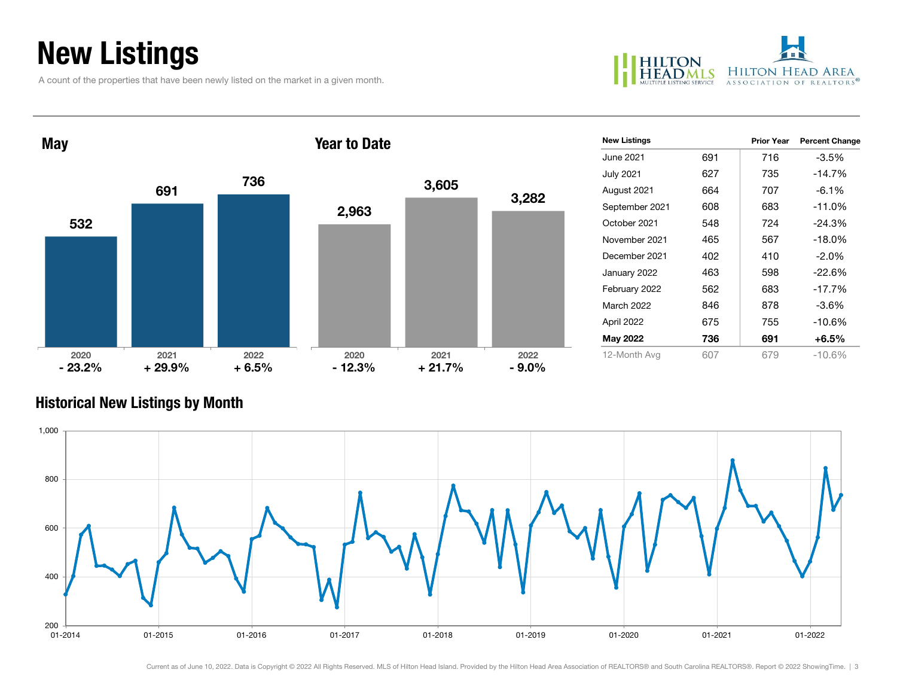# New Listings

A count of the properties that have been newly listed on the market in a given month.

## May

| 2020 | 2021 | 2022 |
|---|---|---|
| 532 | 691 | 736 |
| - 23.2% | + 29.9% | + 6.5% |

## Year to Date

| 2020 | 2021 | 2022 |
|---|---|---|
| 2,963 | 3,605 | 3,282 |
| - 12.3% | + 21.7% | - 9.0% |

| New Listings | | Prior Year | Percent Change |
|---|---|---|---|
| June 2021 | 691 | 716 | -3.5% |
| July 2021 | 627 | 735 | -14.7% |
| August 2021 | 664 | 707 | -6.1% |
| September 2021 | 608 | 683 | -11.0% |
| October 2021 | 548 | 724 | -24.3% |
| November 2021 | 465 | 567 | -18.0% |
| December 2021 | 402 | 410 | -2.0% |
| January 2022 | 463 | 598 | -22.6% |
| February 2022 | 562 | 683 | -17.7% |
| March 2022 | 846 | 878 | -3.6% |
| April 2022 | 675 | 755 | -10.6% |
| **May 2022** | **736** | **691** | **+6.5%** |
| 12-Month Avg | 607 | 679 | -10.6% |

## Historical New Listings by Month

Current as of June 10, 2022. Data is Copyright © 2022 All Rights Reserved. MLS of Hilton Head Island. Provided by the Hilton Head Area Association of REALTORS® and South Carolina REALTORS®. Report © 2022 ShowingTime.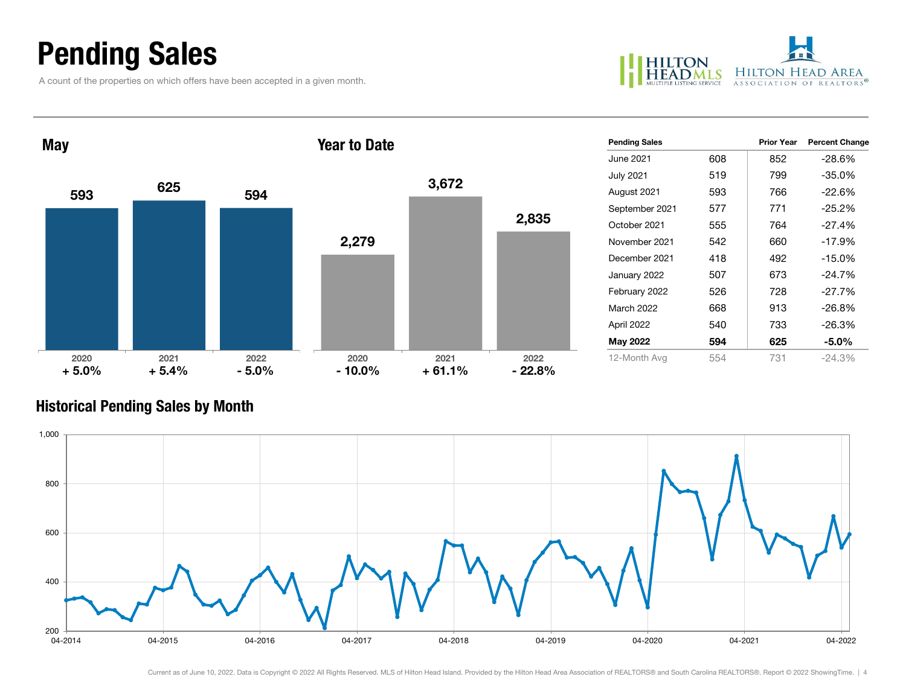# Pending Sales

A count of the properties on which offers have been accepted in a given month.

## May

| | 2020 | 2021 | 2022 |
|---|---|---|---|
| Pending Sales | 593 | 625 | 594 |
| Change | + 5.0% | + 5.4% | - 5.0% |

## Year to Date

| | 2020 | 2021 | 2022 |
|---|---|---|---|
| Pending Sales | 2,279 | 3,672 | 2,835 |
| Change | - 10.0% | + 61.1% | - 22.8% |

| Pending Sales | | Prior Year | Percent Change |
|---|---|---|---|
| June 2021 | 608 | 852 | -28.6% |
| July 2021 | 519 | 799 | -35.0% |
| August 2021 | 593 | 766 | -22.6% |
| September 2021 | 577 | 771 | -25.2% |
| October 2021 | 555 | 764 | -27.4% |
| November 2021 | 542 | 660 | -17.9% |
| December 2021 | 418 | 492 | -15.0% |
| January 2022 | 507 | 673 | -24.7% |
| February 2022 | 526 | 728 | -27.7% |
| March 2022 | 668 | 913 | -26.8% |
| April 2022 | 540 | 733 | -26.3% |
| **May 2022** | **594** | **625** | **-5.0%** |
| 12-Month Avg | 554 | 731 | -24.3% |

## Historical Pending Sales by Month

Current as of June 10, 2022. Data is Copyright © 2022 All Rights Reserved. MLS of Hilton Head Island. Provided by the Hilton Head Area Association of REALTORS® and South Carolina REALTORS®. Report © 2022 ShowingTime.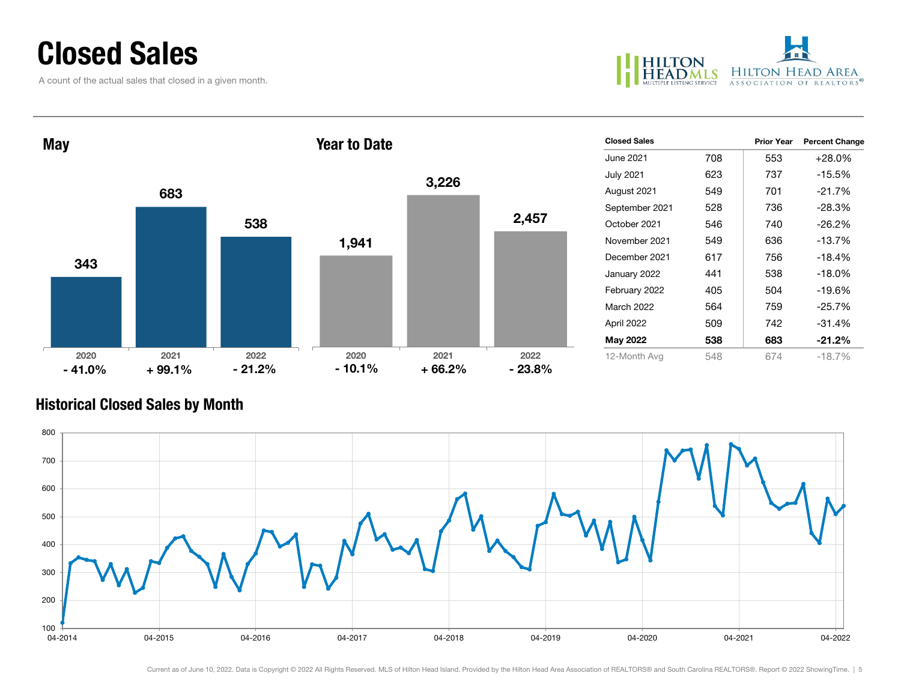# Closed Sales

A count of the actual sales that closed in a given month.

## May

| | 2020 | 2021 | 2022 |
|---|---|---|---|
| Closed Sales | 343 | 683 | 538 |
| Change | - 41.0% | + 99.1% | - 21.2% |

## Year to Date

| | 2020 | 2021 | 2022 |
|---|---|---|---|
| Closed Sales | 1,941 | 3,226 | 2,457 |
| Change | - 10.1% | + 66.2% | - 23.8% |

| Closed Sales | | Prior Year | Percent Change |
|---|---|---|---|
| June 2021 | 708 | 553 | +28.0% |
| July 2021 | 623 | 737 | -15.5% |
| August 2021 | 549 | 701 | -21.7% |
| September 2021 | 528 | 736 | -28.3% |
| October 2021 | 546 | 740 | -26.2% |
| November 2021 | 549 | 636 | -13.7% |
| December 2021 | 617 | 756 | -18.4% |
| January 2022 | 441 | 538 | -18.0% |
| February 2022 | 405 | 504 | -19.6% |
| March 2022 | 564 | 759 | -25.7% |
| April 2022 | 509 | 742 | -31.4% |
| **May 2022** | **538** | **683** | **-21.2%** |
| 12-Month Avg | 548 | 674 | -18.7% |

## Historical Closed Sales by Month

Current as of June 10, 2022. Data is Copyright © 2022 All Rights Reserved. MLS of Hilton Head Island. Provided by the Hilton Head Area Association of REALTORS® and South Carolina REALTORS®. Report © 2022 ShowingTime.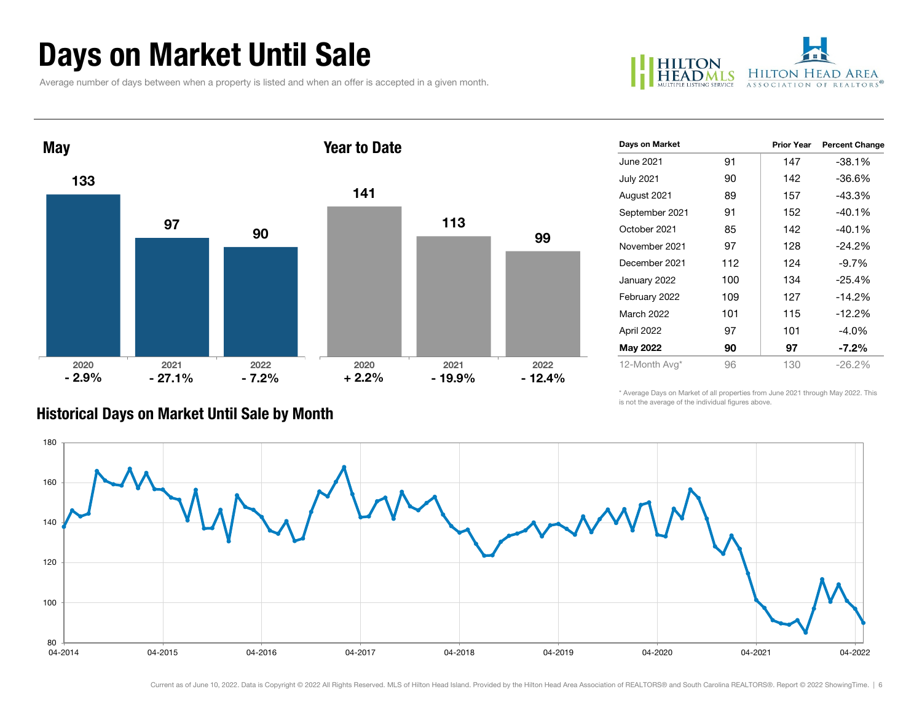# Days on Market Until Sale

Average number of days between when a property is listed and when an offer is accepted in a given month.

HILTON HEAD MLS MULTIPLE LISTING SERVICE | HILTON HEAD AREA ASSOCIATION OF REALTORS®

## May

| | 2020 | 2021 | 2022 |
|---|---|---|---|
| Days | 133 | 97 | 90 |
| Change | - 2.9% | - 27.1% | - 7.2% |

## Year to Date

| | 2020 | 2021 | 2022 |
|---|---|---|---|
| Days | 141 | 113 | 99 |
| Change | + 2.2% | - 19.9% | - 12.4% |

| Days on Market | | Prior Year | Percent Change |
|---|---|---|---|
| June 2021 | 91 | 147 | -38.1% |
| July 2021 | 90 | 142 | -36.6% |
| August 2021 | 89 | 157 | -43.3% |
| September 2021 | 91 | 152 | -40.1% |
| October 2021 | 85 | 142 | -40.1% |
| November 2021 | 97 | 128 | -24.2% |
| December 2021 | 112 | 124 | -9.7% |
| January 2022 | 100 | 134 | -25.4% |
| February 2022 | 109 | 127 | -14.2% |
| March 2022 | 101 | 115 | -12.2% |
| April 2022 | 97 | 101 | -4.0% |
| **May 2022** | **90** | **97** | **-7.2%** |
| 12-Month Avg* | 96 | 130 | -26.2% |

\* Average Days on Market of all properties from June 2021 through May 2022. This is not the average of the individual figures above.

## Historical Days on Market Until Sale by Month

Current as of June 10, 2022. Data is Copyright © 2022 All Rights Reserved. MLS of Hilton Head Island. Provided by the Hilton Head Area Association of REALTORS® and South Carolina REALTORS®. Report © 2022 ShowingTime.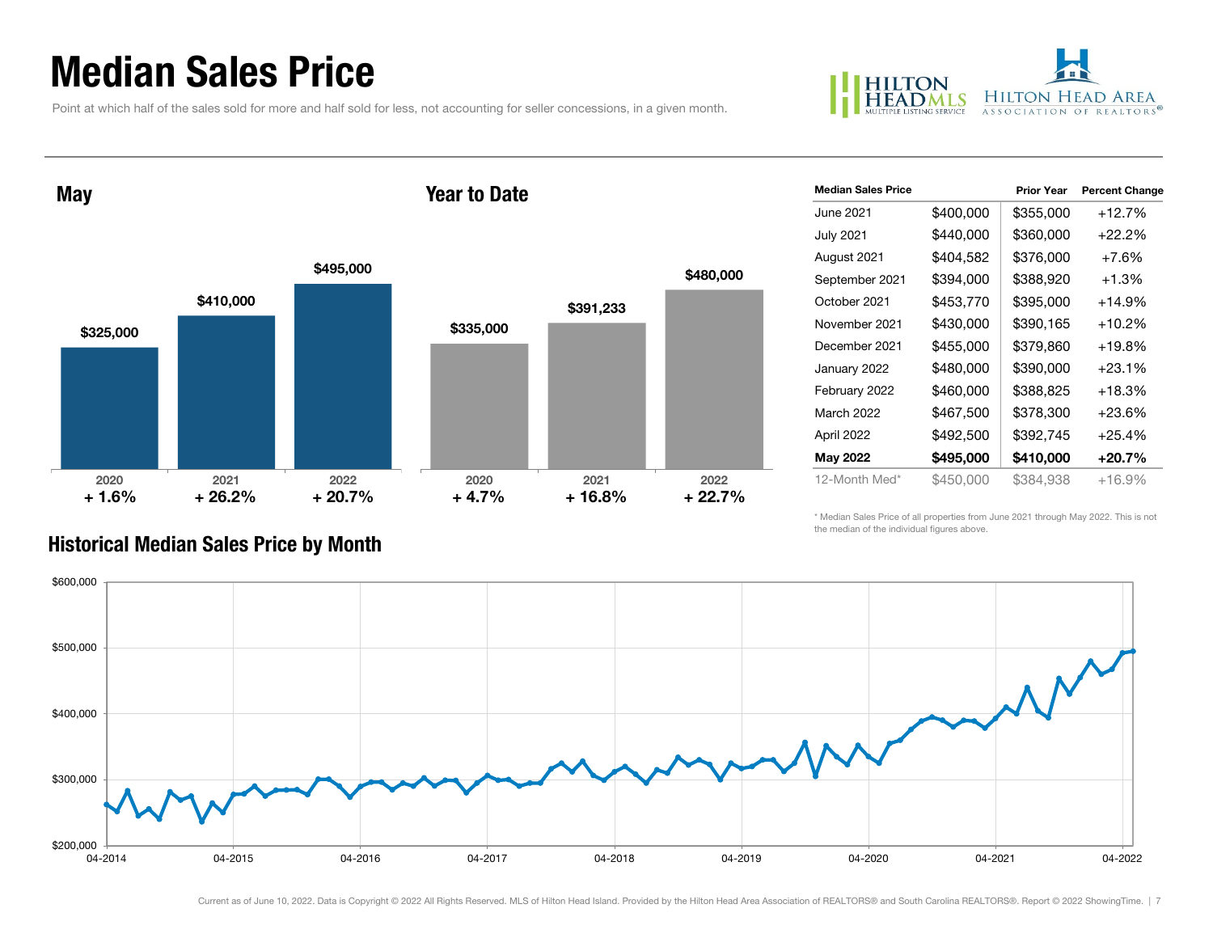# Median Sales Price

Point at which half of the sales sold for more and half sold for less, not accounting for seller concessions, in a given month.

## May

| Year | Median Sales Price | Change |
| --- | --- | --- |
| 2020 | $325,000 | + 1.6% |
| 2021 | $410,000 | + 26.2% |
| 2022 | $495,000 | + 20.7% |

## Year to Date

| Year | Median Sales Price | Change |
| --- | --- | --- |
| 2020 | $335,000 | + 4.7% |
| 2021 | $391,233 | + 16.8% |
| 2022 | $480,000 | + 22.7% |

| Median Sales Price | | Prior Year | Percent Change |
| --- | --- | --- | --- |
| June 2021 | $400,000 | $355,000 | +12.7% |
| July 2021 | $440,000 | $360,000 | +22.2% |
| August 2021 | $404,582 | $376,000 | +7.6% |
| September 2021 | $394,000 | $388,920 | +1.3% |
| October 2021 | $453,770 | $395,000 | +14.9% |
| November 2021 | $430,000 | $390,165 | +10.2% |
| December 2021 | $455,000 | $379,860 | +19.8% |
| January 2022 | $480,000 | $390,000 | +23.1% |
| February 2022 | $460,000 | $388,825 | +18.3% |
| March 2022 | $467,500 | $378,300 | +23.6% |
| April 2022 | $492,500 | $392,745 | +25.4% |
| **May 2022** | **$495,000** | **$410,000** | **+20.7%** |
| 12-Month Med* | $450,000 | $384,938 | +16.9% |

\* Median Sales Price of all properties from June 2021 through May 2022. This is not the median of the individual figures above.

## Historical Median Sales Price by Month

Current as of June 10, 2022. Data is Copyright © 2022 All Rights Reserved. MLS of Hilton Head Island. Provided by the Hilton Head Area Association of REALTORS® and South Carolina REALTORS®. Report © 2022 ShowingTime.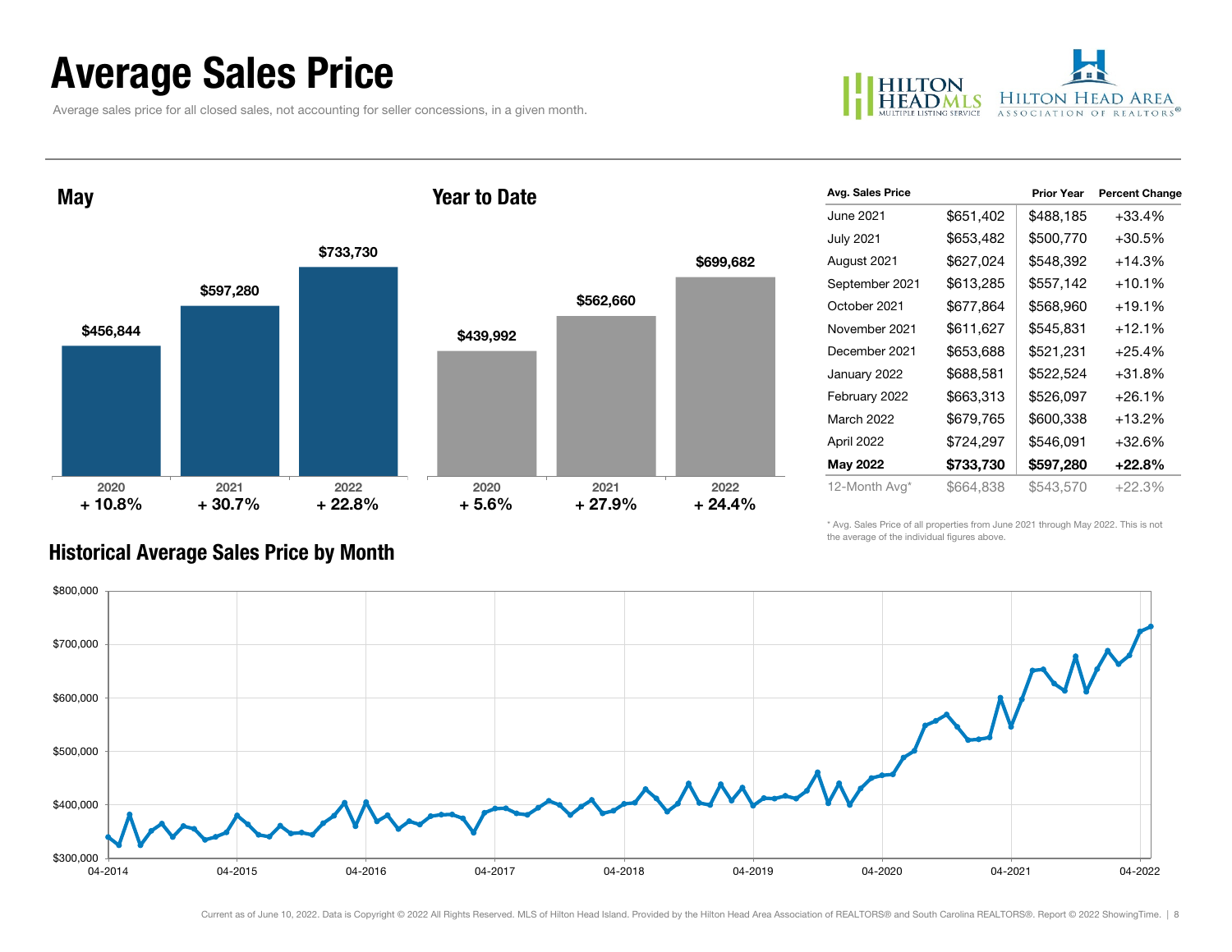# Average Sales Price

Average sales price for all closed sales, not accounting for seller concessions, in a given month.

## May

| 2020 | 2021 | 2022 |
|---|---|---|
| $456,844 | $597,280 | $733,730 |
| + 10.8% | + 30.7% | + 22.8% |

## Year to Date

| 2020 | 2021 | 2022 |
|---|---|---|
| $439,992 | $562,660 | $699,682 |
| + 5.6% | + 27.9% | + 24.4% |

| Avg. Sales Price | | Prior Year | Percent Change |
|---|---|---|---|
| June 2021 | $651,402 | $488,185 | +33.4% |
| July 2021 | $653,482 | $500,770 | +30.5% |
| August 2021 | $627,024 | $548,392 | +14.3% |
| September 2021 | $613,285 | $557,142 | +10.1% |
| October 2021 | $677,864 | $568,960 | +19.1% |
| November 2021 | $611,627 | $545,831 | +12.1% |
| December 2021 | $653,688 | $521,231 | +25.4% |
| January 2022 | $688,581 | $522,524 | +31.8% |
| February 2022 | $663,313 | $526,097 | +26.1% |
| March 2022 | $679,765 | $600,338 | +13.2% |
| April 2022 | $724,297 | $546,091 | +32.6% |
| **May 2022** | **$733,730** | **$597,280** | **+22.8%** |
| 12-Month Avg* | $664,838 | $543,570 | +22.3% |

\* Avg. Sales Price of all properties from June 2021 through May 2022. This is not the average of the individual figures above.

## Historical Average Sales Price by Month

Current as of June 10, 2022. Data is Copyright © 2022 All Rights Reserved. MLS of Hilton Head Island. Provided by the Hilton Head Area Association of REALTORS® and South Carolina REALTORS®. Report © 2022 ShowingTime.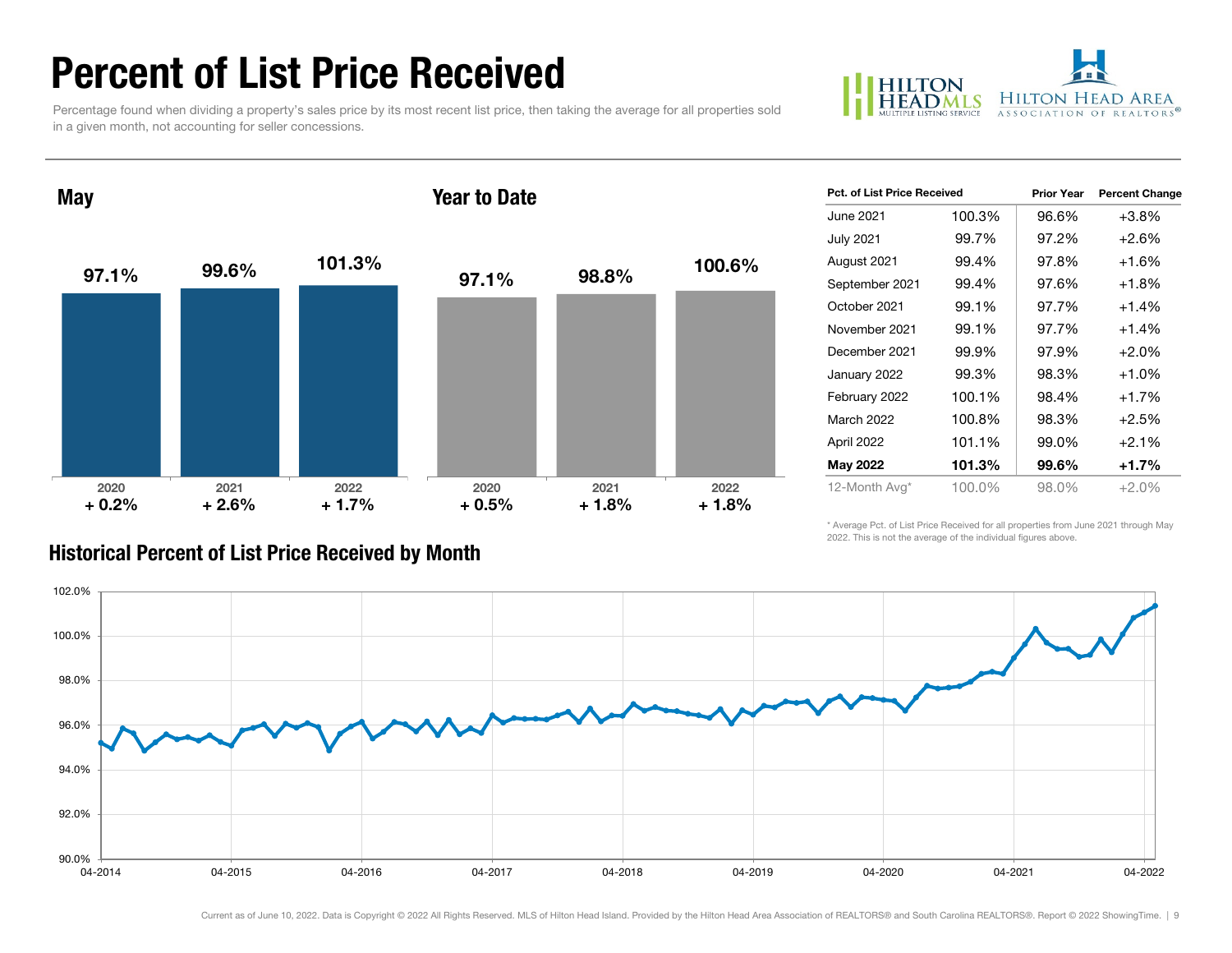# Percent of List Price Received

Percentage found when dividing a property's sales price by its most recent list price, then taking the average for all properties sold in a given month, not accounting for seller concessions.

## May

| | 2020 | 2021 | 2022 |
|---|---|---|---|
| Percent of List Price Received | 97.1% | 99.6% | 101.3% |
| Change | + 0.2% | + 2.6% | + 1.7% |

## Year to Date

| | 2020 | 2021 | 2022 |
|---|---|---|---|
| Percent of List Price Received | 97.1% | 98.8% | 100.6% |
| Change | + 0.5% | + 1.8% | + 1.8% |

| Pct. of List Price Received | | Prior Year | Percent Change |
|---|---|---|---|
| June 2021 | 100.3% | 96.6% | +3.8% |
| July 2021 | 99.7% | 97.2% | +2.6% |
| August 2021 | 99.4% | 97.8% | +1.6% |
| September 2021 | 99.4% | 97.6% | +1.8% |
| October 2021 | 99.1% | 97.7% | +1.4% |
| November 2021 | 99.1% | 97.7% | +1.4% |
| December 2021 | 99.9% | 97.9% | +2.0% |
| January 2022 | 99.3% | 98.3% | +1.0% |
| February 2022 | 100.1% | 98.4% | +1.7% |
| March 2022 | 100.8% | 98.3% | +2.5% |
| April 2022 | 101.1% | 99.0% | +2.1% |
| **May 2022** | **101.3%** | **99.6%** | **+1.7%** |
| 12-Month Avg* | 100.0% | 98.0% | +2.0% |

* Average Pct. of List Price Received for all properties from June 2021 through May 2022. This is not the average of the individual figures above.

## Historical Percent of List Price Received by Month

Current as of June 10, 2022. Data is Copyright © 2022 All Rights Reserved. MLS of Hilton Head Island. Provided by the Hilton Head Area Association of REALTORS® and South Carolina REALTORS®. Report © 2022 ShowingTime.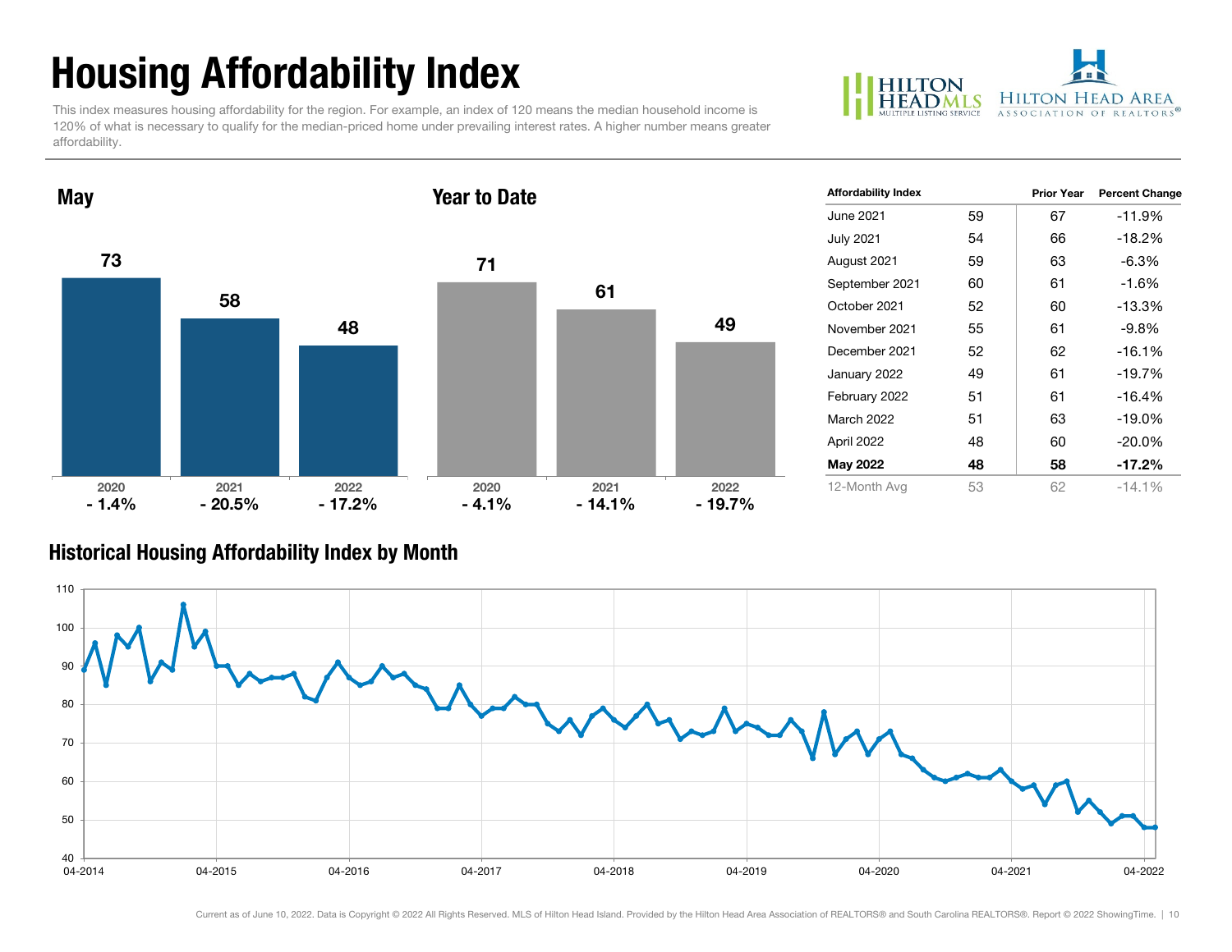# Housing Affordability Index

This index measures housing affordability for the region. For example, an index of 120 means the median household income is 120% of what is necessary to qualify for the median-priced home under prevailing interest rates. A higher number means greater affordability.

## May

| | 2020 | 2021 | 2022 |
|---|---|---|---|
| Index | 73 | 58 | 48 |
| Change | - 1.4% | - 20.5% | - 17.2% |

## Year to Date

| | 2020 | 2021 | 2022 |
|---|---|---|---|
| Index | 71 | 61 | 49 |
| Change | - 4.1% | - 14.1% | - 19.7% |

| Affordability Index | | Prior Year | Percent Change |
|---|---|---|---|
| June 2021 | 59 | 67 | -11.9% |
| July 2021 | 54 | 66 | -18.2% |
| August 2021 | 59 | 63 | -6.3% |
| September 2021 | 60 | 61 | -1.6% |
| October 2021 | 52 | 60 | -13.3% |
| November 2021 | 55 | 61 | -9.8% |
| December 2021 | 52 | 62 | -16.1% |
| January 2022 | 49 | 61 | -19.7% |
| February 2022 | 51 | 61 | -16.4% |
| March 2022 | 51 | 63 | -19.0% |
| April 2022 | 48 | 60 | -20.0% |
| **May 2022** | **48** | **58** | **-17.2%** |
| 12-Month Avg | 53 | 62 | -14.1% |

## Historical Housing Affordability Index by Month

Current as of June 10, 2022. Data is Copyright © 2022 All Rights Reserved. MLS of Hilton Head Island. Provided by the Hilton Head Area Association of REALTORS® and South Carolina REALTORS®. Report © 2022 ShowingTime.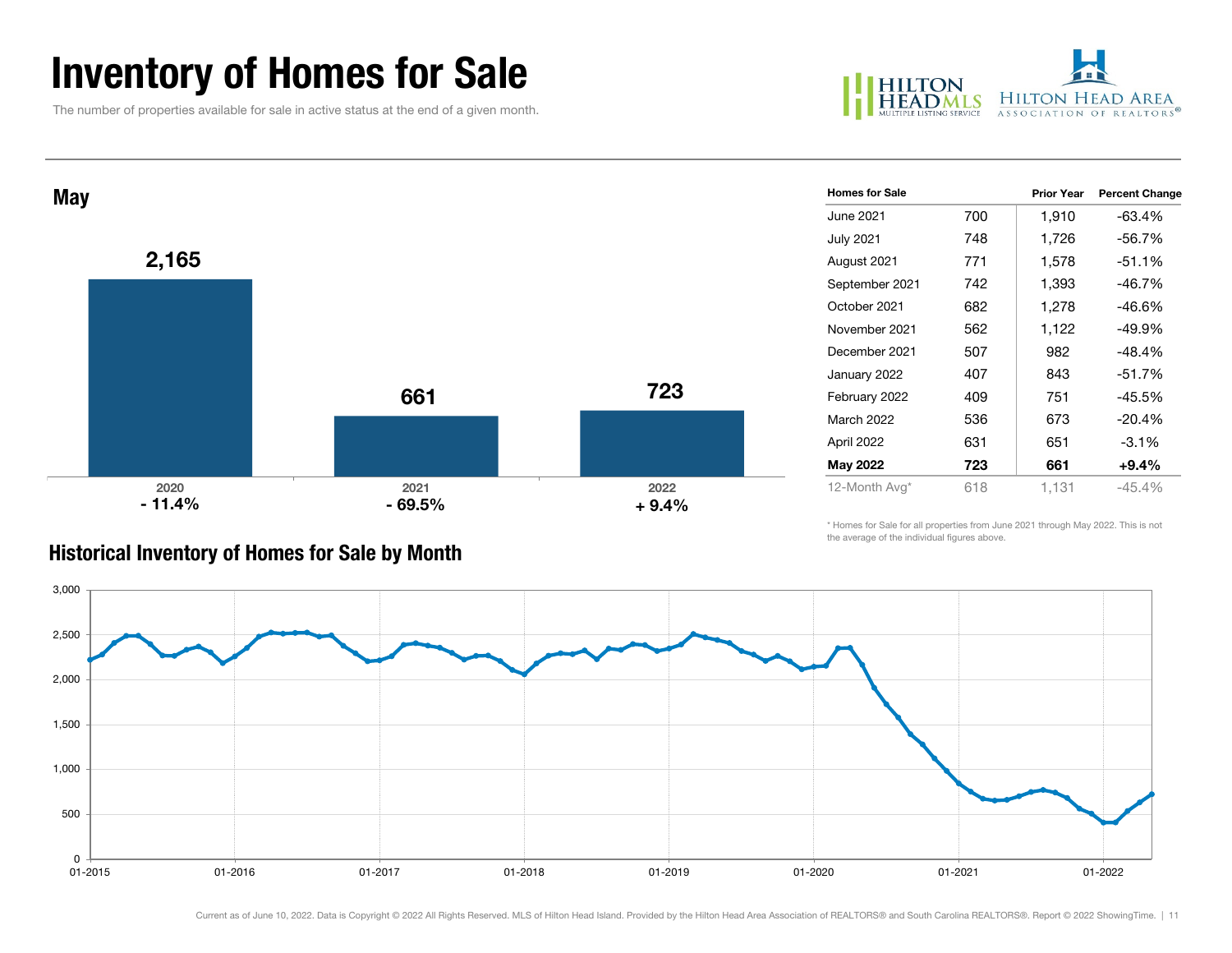# Inventory of Homes for Sale

The number of properties available for sale in active status at the end of a given month.

HILTON HEAD MLS MULTIPLE LISTING SERVICE | HILTON HEAD AREA ASSOCIATION OF REALTORS®

## May

| | 2020 | 2021 | 2022 |
|---|---|---|---|
| Homes for Sale | 2,165 | 661 | 723 |
| Percent Change | - 11.4% | - 69.5% | + 9.4% |

| Homes for Sale | | Prior Year | Percent Change |
|---|---|---|---|
| June 2021 | 700 | 1,910 | -63.4% |
| July 2021 | 748 | 1,726 | -56.7% |
| August 2021 | 771 | 1,578 | -51.1% |
| September 2021 | 742 | 1,393 | -46.7% |
| October 2021 | 682 | 1,278 | -46.6% |
| November 2021 | 562 | 1,122 | -49.9% |
| December 2021 | 507 | 982 | -48.4% |
| January 2022 | 407 | 843 | -51.7% |
| February 2022 | 409 | 751 | -45.5% |
| March 2022 | 536 | 673 | -20.4% |
| April 2022 | 631 | 651 | -3.1% |
| **May 2022** | **723** | **661** | **+9.4%** |
| 12-Month Avg* | 618 | 1,131 | -45.4% |

\* Homes for Sale for all properties from June 2021 through May 2022. This is not the average of the individual figures above.

## Historical Inventory of Homes for Sale by Month

Current as of June 10, 2022. Data is Copyright © 2022 All Rights Reserved. MLS of Hilton Head Island. Provided by the Hilton Head Area Association of REALTORS® and South Carolina REALTORS®. Report © 2022 ShowingTime.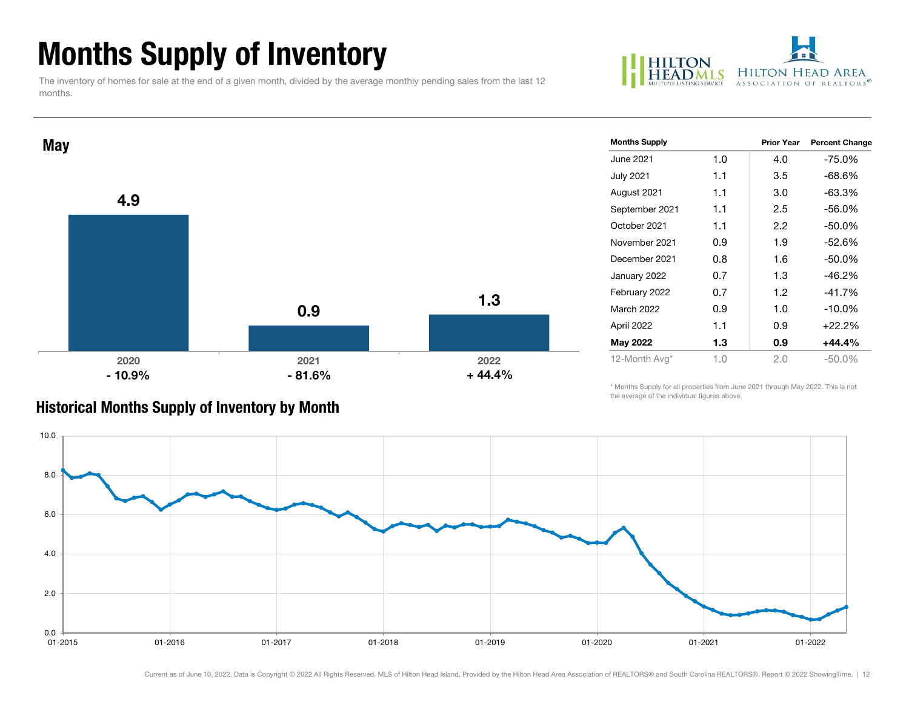# Months Supply of Inventory

The inventory of homes for sale at the end of a given month, divided by the average monthly pending sales from the last 12 months.

HILTON HEAD MLS MULTIPLE LISTING SERVICE

HILTON HEAD AREA ASSOCIATION OF REALTORS®

## May

4.9

0.9

1.3

2020
- 10.9%

2021
- 81.6%

2022
+ 44.4%

| Months Supply | | Prior Year | Percent Change |
|---|---|---|---|
| June 2021 | 1.0 | 4.0 | -75.0% |
| July 2021 | 1.1 | 3.5 | -68.6% |
| August 2021 | 1.1 | 3.0 | -63.3% |
| September 2021 | 1.1 | 2.5 | -56.0% |
| October 2021 | 1.1 | 2.2 | -50.0% |
| November 2021 | 0.9 | 1.9 | -52.6% |
| December 2021 | 0.8 | 1.6 | -50.0% |
| January 2022 | 0.7 | 1.3 | -46.2% |
| February 2022 | 0.7 | 1.2 | -41.7% |
| March 2022 | 0.9 | 1.0 | -10.0% |
| April 2022 | 1.1 | 0.9 | +22.2% |
| **May 2022** | **1.3** | **0.9** | **+44.4%** |
| 12-Month Avg* | 1.0 | 2.0 | -50.0% |

\* Months Supply for all properties from June 2021 through May 2022. This is not the average of the individual figures above.

## Historical Months Supply of Inventory by Month

10.0
8.0
6.0
4.0
2.0
0.0

01-2015
01-2016
01-2017
01-2018
01-2019
01-2020
01-2021
01-2022

Current as of June 10, 2022. Data is Copyright © 2022 All Rights Reserved. MLS of Hilton Head Island. Provided by the Hilton Head Area Association of REALTORS® and South Carolina REALTORS®. Report © 2022 ShowingTime.